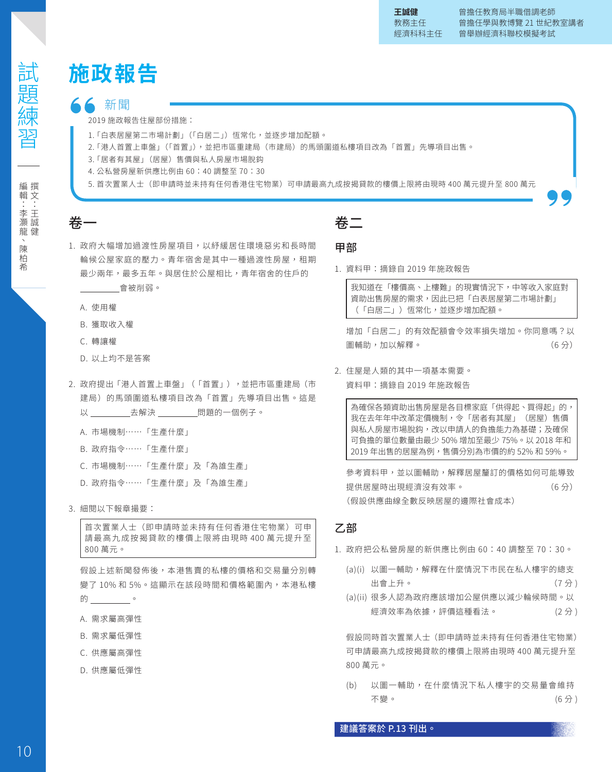王誠健
教務主任
經濟科科主任

曾擔任教育局半職借調老師
曾擔任學與教博覽 21 世紀教室講者
曾舉辦經濟科聯校模擬考試

試題練習

撰文：王誠健
編輯：李灝龍、陳柏希

# 施政報告

## 新聞

2019 施政報告住屋部份措施：

1.「白表居屋第二市場計劃」（「白居二」）恆常化，並逐步增加配額。
2.「港人首置上車盤」（「首置」），並把市區重建局（市建局）的馬頭圍道私樓項目改為「首置」先導項目出售。
3.「居者有其屋」（居屋）售價與私人房屋市場脫鈎
4. 公私營房屋新供應比例由 60：40 調整至 70：30
5. 首次置業人士（即申請時並未持有任何香港住宅物業）可申請最高九成按揭貸款的樓價上限將由現時 400 萬元提升至 800 萬元

## 卷一

1. 政府大幅增加過渡性房屋項目，以紓緩居住環境惡劣和長時間輪候公屋家庭的壓力。青年宿舍是其中一種過渡性房屋，租期最少兩年，最多五年。與居住於公屋相比，青年宿舍的住戶的\_\_\_\_\_\_\_\_會被削弱。

   A. 使用權
   
   B. 獲取收入權
   
   C. 轉讓權
   
   D. 以上均不是答案

2. 政府提出「港人首置上車盤」（「首置」），並把市區重建局（市建局）的馬頭圍道私樓項目改為「首置」先導項目出售。這是以 \_\_\_\_\_\_\_\_去解決 \_\_\_\_\_\_\_\_問題的一個例子。

   A. 市場機制……「生產什麼」
   
   B. 政府指令……「生產什麼」
   
   C. 市場機制……「生產什麼」及「為誰生產」
   
   D. 政府指令……「生產什麼」及「為誰生產」

3. 細閱以下報章撮要：

   > 首次置業人士（即申請時並未持有任何香港住宅物業）可申請最高九成按揭貸款的樓價上限將由現時 400 萬元提升至 800 萬元。

   假設上述新聞發佈後，本港售賣的私樓的價格和交易量分別轉變了 10% 和 5%。這顯示在該段時間和價格範圍內，本港私樓的 \_\_\_\_\_\_\_\_。

   A. 需求屬高彈性
   
   B. 需求屬低彈性
   
   C. 供應屬高彈性
   
   D. 供應屬低彈性

## 卷二

### 甲部

1. 資料甲：摘錄自 2019 年施政報告

   > 我知道在「樓價高、上樓難」的現實情況下，中等收入家庭對資助出售房屋的需求，因此已把「白表居屋第二市場計劃」（「白居二」）恆常化，並逐步增加配額。

   增加「白居二」的有效配額會令效率損失增加。你同意嗎？以圖輔助，加以解釋。（6 分）

2. 住屋是人類的其中一項基本需要。

   資料甲：摘錄自 2019 年施政報告

   > 為確保各類資助出售房屋是各目標家庭「供得起、買得起」的，我在去年年中改革定價機制，令「居者有其屋」（居屋）售價與私人房屋市場脫鈎，改以申請人的負擔能力為基礎；及確保可負擔的單位數量由最少 50% 增加至最少 75%。以 2018 年和 2019 年出售的居屋為例，售價分別為市價的約 52% 和 59%。

   參考資料甲，並以圖輔助，解釋居屋釐訂的價格如何可能導致提供居屋時出現經濟沒有效率。（6 分）
   
   （假設供應曲線全數反映居屋的邊際社會成本）

### 乙部

1. 政府把公私營房屋的新供應比例由 60：40 調整至 70：30。

   (a)(i) 以圖一輔助，解釋在什麼情況下市民在私人樓宇的總支出會上升。（7 分）
   
   (a)(ii) 很多人認為政府應該增加公屋供應以減少輪候時間。以經濟效率為依據，評價這種看法。（2 分）

   假設同時首次置業人士（即申請時並未持有任何香港住宅物業）可申請最高九成按揭貸款的樓價上限將由現時 400 萬元提升至 800 萬元。

   (b) 以圖一輔助，在什麼情況下私人樓宇的交易量會維持不變。（6 分）

**建議答案於 P.13 刊出。**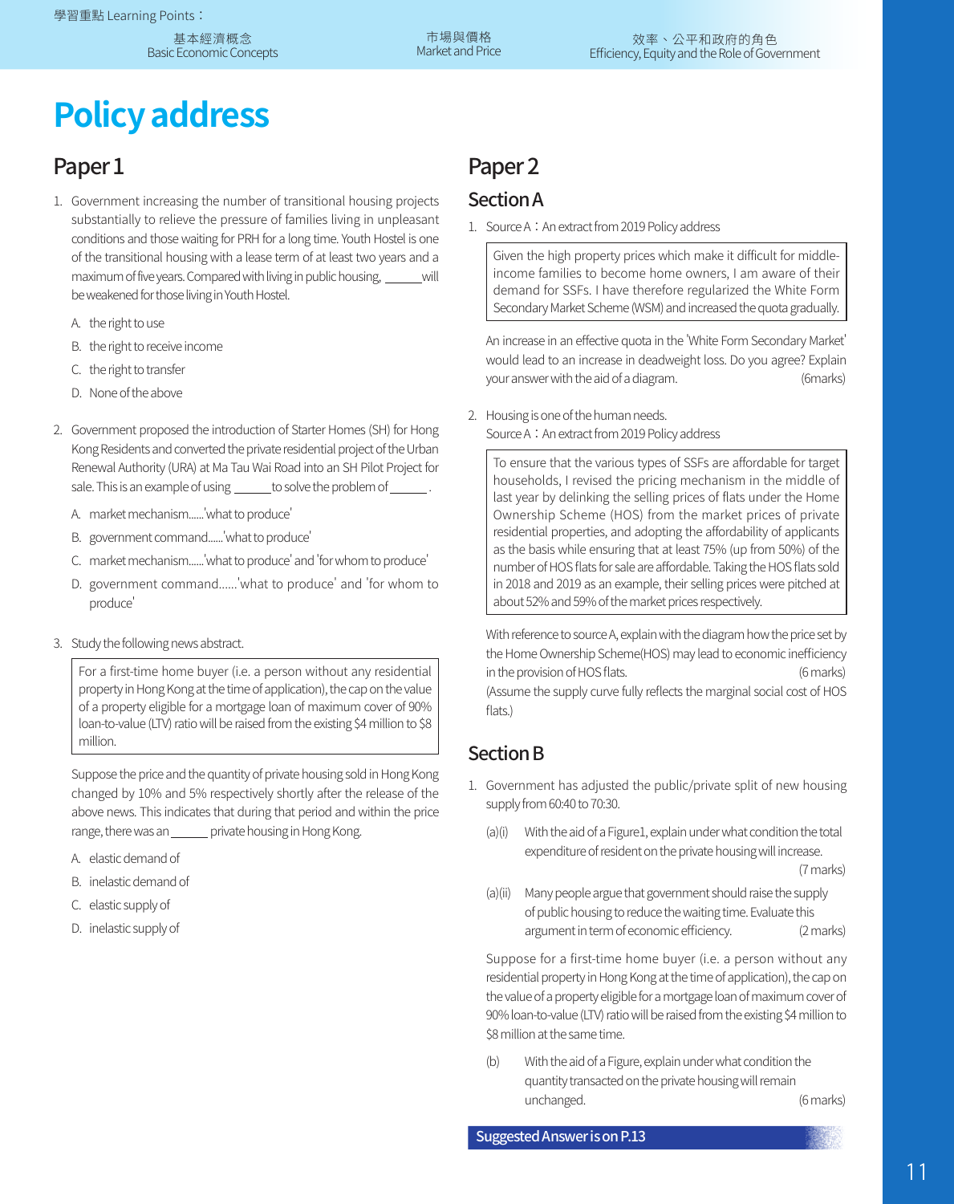學習重點 Learning Points：

基本經濟概念 Basic Economic Concepts | 市場與價格 Market and Price | 效率、公平和政府的角色 Efficiency, Equity and the Role of Government

# Policy address

## Paper 1

1. Government increasing the number of transitional housing projects substantially to relieve the pressure of families living in unpleasant conditions and those waiting for PRH for a long time. Youth Hostel is one of the transitional housing with a lease term of at least two years and a maximum of five years. Compared with living in public housing, ______ will be weakened for those living in Youth Hostel.

   A. the right to use

   B. the right to receive income

   C. the right to transfer

   D. None of the above

2. Government proposed the introduction of Starter Homes (SH) for Hong Kong Residents and converted the private residential project of the Urban Renewal Authority (URA) at Ma Tau Wai Road into an SH Pilot Project for sale. This is an example of using ______ to solve the problem of ______ .

   A. market mechanism......'what to produce'

   B. government command......'what to produce'

   C. market mechanism......'what to produce' and 'for whom to produce'

   D. government command......'what to produce' and 'for whom to produce'

3. Study the following news abstract.

   > For a first-time home buyer (i.e. a person without any residential property in Hong Kong at the time of application), the cap on the value of a property eligible for a mortgage loan of maximum cover of 90% loan-to-value (LTV) ratio will be raised from the existing $4 million to $8 million.

   Suppose the price and the quantity of private housing sold in Hong Kong changed by 10% and 5% respectively shortly after the release of the above news. This indicates that during that period and within the price range, there was an ______ private housing in Hong Kong.

   A. elastic demand of

   B. inelastic demand of

   C. elastic supply of

   D. inelastic supply of

## Paper 2

### Section A

1. Source A：An extract from 2019 Policy address

   > Given the high property prices which make it difficult for middle-income families to become home owners, I am aware of their demand for SSFs. I have therefore regularized the White Form Secondary Market Scheme (WSM) and increased the quota gradually.

   An increase in an effective quota in the 'White Form Secondary Market' would lead to an increase in deadweight loss. Do you agree? Explain your answer with the aid of a diagram. (6marks)

2. Housing is one of the human needs.
   Source A：An extract from 2019 Policy address

   > To ensure that the various types of SSFs are affordable for target households, I revised the pricing mechanism in the middle of last year by delinking the selling prices of flats under the Home Ownership Scheme (HOS) from the market prices of private residential properties, and adopting the affordability of applicants as the basis while ensuring that at least 75% (up from 50%) of the number of HOS flats for sale are affordable. Taking the HOS flats sold in 2018 and 2019 as an example, their selling prices were pitched at about 52% and 59% of the market prices respectively.

   With reference to source A, explain with the diagram how the price set by the Home Ownership Scheme(HOS) may lead to economic inefficiency in the provision of HOS flats. (6 marks)
   (Assume the supply curve fully reflects the marginal social cost of HOS flats.)

### Section B

1. Government has adjusted the public/private split of new housing supply from 60:40 to 70:30.

   (a)(i) With the aid of a Figure1, explain under what condition the total expenditure of resident on the private housing will increase. (7 marks)

   (a)(ii) Many people argue that government should raise the supply of public housing to reduce the waiting time. Evaluate this argument in term of economic efficiency. (2 marks)

   Suppose for a first-time home buyer (i.e. a person without any residential property in Hong Kong at the time of application), the cap on the value of a property eligible for a mortgage loan of maximum cover of 90% loan-to-value (LTV) ratio will be raised from the existing $4 million to $8 million at the same time.

   (b) With the aid of a Figure, explain under what condition the quantity transacted on the private housing will remain unchanged. (6 marks)

**Suggested Answer is on P.13**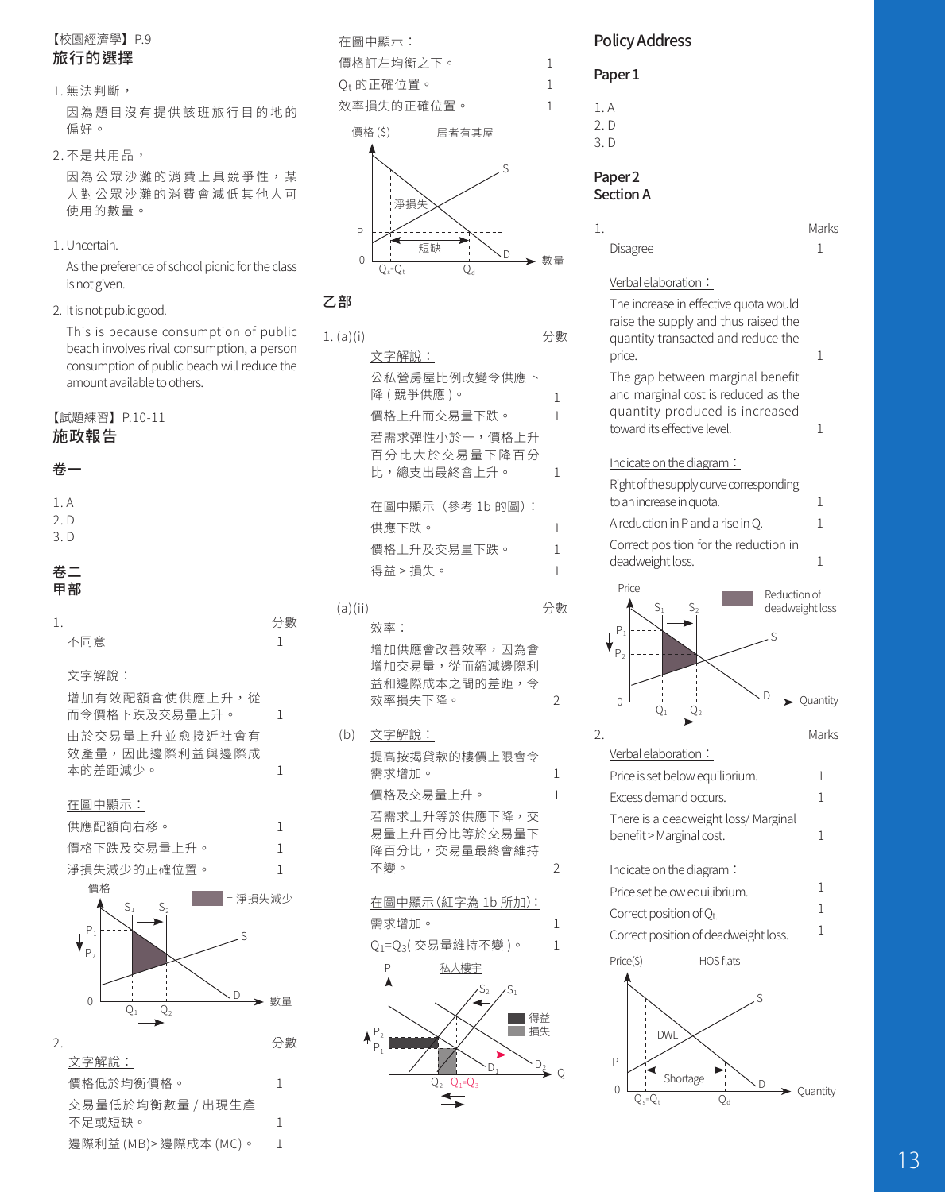【校園經濟學】P.9

## 旅行的選擇

1. 無法判斷，

   因為題目沒有提供該班旅行目的地的偏好。

2. 不是共用品，

   因為公眾沙灘的消費上具競爭性，某人對公眾沙灘的消費會減低其他人可使用的數量。

1. Uncertain.

   As the preference of school picnic for the class is not given.

2. It is not public good.

   This is because consumption of public beach involves rival consumption, a person consumption of public beach will reduce the amount available to others.

【試題練習】P.10-11

## 施政報告

### 卷一

1. A
2. D
3. D

### 卷二

### 甲部

| 1. | 分數 |
|---|---|
| 不同意 | 1 |

文字解說：

| | |
|---|---|
| 增加有效配額會使供應上升，從而令價格下跌及交易量上升。 | 1 |
| 由於交易量上升並愈接近社會有效產量，因此邊際利益與邊際成本的差距減少。 | 1 |

在圖中顯示：

| | |
|---|---|
| 供應配額向右移。 | 1 |
| 價格下跌及交易量上升。 | 1 |
| 淨損失減少的正確位置。 | 1 |

| 2. | 分數 |
|---|---|

文字解說：

| | |
|---|---|
| 價格低於均衡價格。 | 1 |
| 交易量低於均衡數量 / 出現生產不足或短缺。 | 1 |
| 邊際利益 (MB)> 邊際成本 (MC)。 | 1 |

在圖中顯示：

| | |
|---|---|
| 價格訂左均衡之下。 | 1 |
| $Q_t$ 的正確位置。 | 1 |
| 效率損失的正確位置。 | 1 |

### 乙部

| 1. (a)(i) | 分數 |
|---|---|

文字解說：

| | |
|---|---|
| 公私營房屋比例改變令供應下降 (競爭供應)。 | 1 |
| 價格上升而交易量下跌。 | 1 |
| 若需求彈性小於一，價格上升百分比大於交易量下降百分比，總支出最終會上升。 | 1 |

在圖中顯示（參考 1b 的圖）：

| | |
|---|---|
| 供應下跌。 | 1 |
| 價格上升及交易量下跌。 | 1 |
| 得益 > 損失。 | 1 |

| (a)(ii) | 分數 |
|---|---|

效率：

| | |
|---|---|
| 增加供應會改善效率，因為會增加交易量，從而縮減邊際利益和邊際成本之間的差距，令效率損失下降。 | 2 |

(b) 文字解說：

| | |
|---|---|
| 提高按揭貸款的樓價上限會令需求增加。 | 1 |
| 價格及交易量上升。 | 1 |
| 若需求上升等於供應下降，交易量上升百分比等於交易量下降百分比，交易量最終會維持不變。 | 2 |

在圖中顯示 (紅字為 1b 所加)：

| | |
|---|---|
| 需求增加。 | 1 |
| $Q_1=Q_3$( 交易量維持不變 )。 | 1 |

## Policy Address

### Paper 1

1. A
2. D
3. D

### Paper 2
### Section A

| 1. | Marks |
|---|---|
| Disagree | 1 |

Verbal elaboration：

| | |
|---|---|
| The increase in effective quota would raise the supply and thus raised the quantity transacted and reduce the price. | 1 |
| The gap between marginal benefit and marginal cost is reduced as the quantity produced is increased toward its effective level. | 1 |

Indicate on the diagram：

| | |
|---|---|
| Right of the supply curve corresponding to an increase in quota. | 1 |
| A reduction in P and a rise in Q. | 1 |
| Correct position for the reduction in deadweight loss. | 1 |

| 2. | Marks |
|---|---|

Verbal elaboration：

| | |
|---|---|
| Price is set below equilibrium. | 1 |
| Excess demand occurs. | 1 |
| There is a deadweight loss/ Marginal benefit > Marginal cost. | 1 |

Indicate on the diagram：

| | |
|---|---|
| Price set below equilibrium. | 1 |
| Correct position of $Q_t$. | 1 |
| Correct position of deadweight loss. | 1 |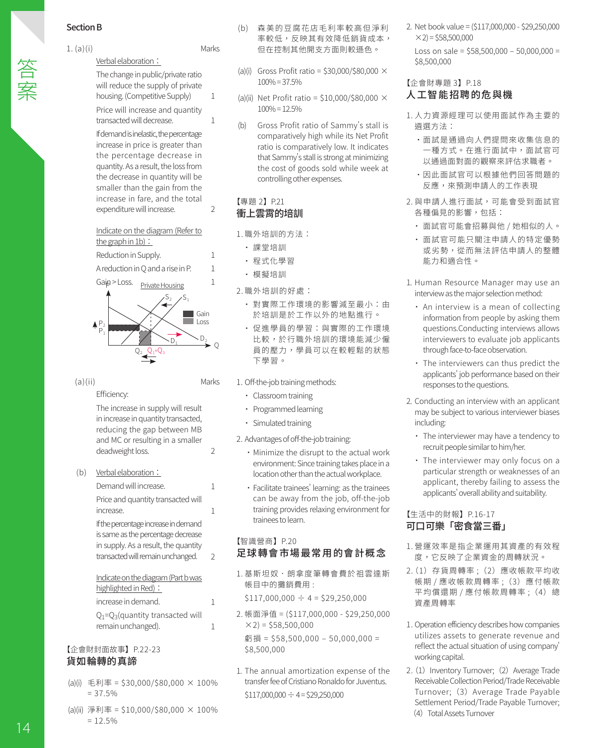## Section B

1. (a)(i) Marks

Verbal elaboration：

The change in public/private ratio will reduce the supply of private housing. (Competitive Supply) 1

Price will increase and quantity transacted will decrease. 1

If demand is inelastic, the percentage increase in price is greater than the percentage decrease in quantity. As a result, the loss from the decrease in quantity will be smaller than the gain from the increase in fare, and the total expenditure will increase. 2

Indicate on the diagram (Refer to the graph in 1b)：

Reduction in Supply. 1

A reduction in Q and a rise in P. 1

Gain > Loss. 1

Private Housing

P

$S_2$ $S_1$

Gain

Loss

$P_2$

$P_1$

$D_1$ $D_2$

Q

$Q_2$ $Q_1$=$Q_3$

(a)(ii) Marks

Efficiency:

The increase in supply will result in increase in quantity transacted, reducing the gap between MB and MC or resulting in a smaller deadweight loss. 2

(b) Verbal elaboration：

Demand will increase. 1

Price and quantity transacted will increase. 1

If the percentage increase in demand is same as the percentage decrease in supply. As a result, the quantity transacted will remain unchanged. 2

Indicate on the diagram (Part b was highlighted in Red)：

increase in demand. 1

$Q_1$=$Q_3$(quantity transacted will remain unchanged). 1

【企會財封面故事】P.22-23

## 貨如輪轉的真諦

(a)(i) 毛利率 = $30,000/$80,000 × 100% = 37.5%

(a)(ii) 淨利率 = $10,000/$80,000 × 100% = 12.5%

(b) 森美的豆腐花店毛利率較高但淨利率較低，反映其有效降低銷貨成本，但在控制其他開支方面則較遜色。

(a)(i) Gross Profit ratio = $30,000/$80,000 × 100% = 37.5%

(a)(ii) Net Profit ratio = $10,000/$80,000 × 100% = 12.5%

(b) Gross Profit ratio of Sammy's stall is comparatively high while its Net Profit ratio is comparatively low. It indicates that Sammy's stall is strong at minimizing the cost of goods sold while week at controlling other expenses.

【專題 2】P.21

## 衝上雲霄的培訓

1. 職外培訓的方法：
   - 課堂培訓
   - 程式化學習
   - 模擬培訓
2. 職外培訓的好處：
   - 對實際工作環境的影響減至最小：由於培訓是於工作以外的地點進行。
   - 促進學員的學習：與實際的工作環境比較，於行職外培訓的環境能減少僱員的壓力，學員可以在較輕鬆的狀態下學習。

1. Off-the-job training methods:
   - Classroom training
   - Programmed learning
   - Simulated training
2. Advantages of off-the-job training:
   - Minimize the disrupt to the actual work environment: Since training takes place in a location other than the actual workplace.
   - Facilitate trainees' learning: as the trainees can be away from the job, off-the-job training provides relaxing environment for trainees to learn.

【智識營商】P.20

## 足球轉會市場最常用的會計概念

1. 基斯坦奴．朗拿度筆轉會費於祖雲達斯帳目中的攤銷費用：

   $117,000,000 ÷ 4 = $29,250,000

2. 帳面淨值 = ($117,000,000 - $29,250,000 ×2) = $58,500,000

   虧損 = $58,500,000 – 50,000,000 = $8,500,000

1. The annual amortization expense of the transfer fee of Cristiano Ronaldo for Juventus.

   $117,000,000 ÷ 4 = $29,250,000

2. Net book value = ($117,000,000 - $29,250,000 ×2) = $58,500,000

   Loss on sale = $58,500,000 – 50,000,000 = $8,500,000

【企會財專題 3】P.18

## 人工智能招聘的危與機

1. 人力資源經理可以使用面試作為主要的遴選方法：
   - 面試是通過向人們提問來收集信息的一種方式。在進行面試中，面試官可以通過面對面的觀察來評估求職者。
   - 因此面試官可以根據他們回答問題的反應，來預測申請人的工作表現
2. 與申請人進行面試，可能會受到面試官各種偏見的影響，包括：
   - 面試官可能會招募與他 / 她相似的人。
   - 面試官可能只關注申請人的特定優勢或劣勢，從而無法評估申請人的整體能力和適合性。

1. Human Resource Manager may use an interview as the major selection method:
   - An interview is a mean of collecting information from people by asking them questions.Conducting interviews allows interviewers to evaluate job applicants through face-to-face observation.
   - The interviewers can thus predict the applicants' job performance based on their responses to the questions.
2. Conducting an interview with an applicant may be subject to various interviewer biases including:
   - The interviewer may have a tendency to recruit people similar to him/her.
   - The interviewer may only focus on a particular strength or weaknesses of an applicant, thereby failing to assess the applicants' overall ability and suitability.

【生活中的財報】P.16-17

## 可口可樂「密食當三番」

1. 營運效率是指企業運用其資產的有效程度，它反映了企業資金的周轉狀況。
2. (1) 存貨周轉率；(2) 應收帳款平均收帳期 / 應收帳款周轉率；(3) 應付帳款平均償還期 / 應付帳款周轉率；(4) 總資產周轉率

1. Operation efficiency describes how companies utilizes assets to generate revenue and reflect the actual situation of using company' working capital.
2. (1) Inventory Turnover; (2) Average Trade Receivable Collection Period/Trade Receivable Turnover; (3) Average Trade Payable Settlement Period/Trade Payable Turnover; (4) Total Assets Turnover